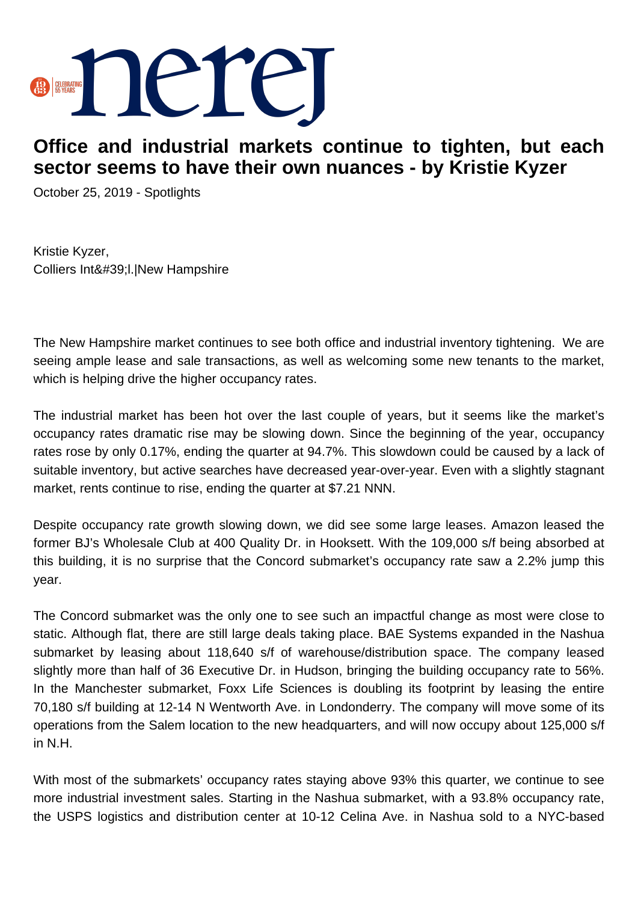# Office and industrial markets continue to tighten, but each sector seems to have their own nuances - by Kristie Kyzer

October 25, 2019 - Spotlights

Kristie Kyzer,
Colliers Int&#39;l.|New Hampshire

The New Hampshire market continues to see both office and industrial inventory tightening. We are seeing ample lease and sale transactions, as well as welcoming some new tenants to the market, which is helping drive the higher occupancy rates.

The industrial market has been hot over the last couple of years, but it seems like the market's occupancy rates dramatic rise may be slowing down. Since the beginning of the year, occupancy rates rose by only 0.17%, ending the quarter at 94.7%. This slowdown could be caused by a lack of suitable inventory, but active searches have decreased year-over-year. Even with a slightly stagnant market, rents continue to rise, ending the quarter at $7.21 NNN.

Despite occupancy rate growth slowing down, we did see some large leases. Amazon leased the former BJ's Wholesale Club at 400 Quality Dr. in Hooksett. With the 109,000 s/f being absorbed at this building, it is no surprise that the Concord submarket's occupancy rate saw a 2.2% jump this year.

The Concord submarket was the only one to see such an impactful change as most were close to static. Although flat, there are still large deals taking place. BAE Systems expanded in the Nashua submarket by leasing about 118,640 s/f of warehouse/distribution space. The company leased slightly more than half of 36 Executive Dr. in Hudson, bringing the building occupancy rate to 56%. In the Manchester submarket, Foxx Life Sciences is doubling its footprint by leasing the entire 70,180 s/f building at 12-14 N Wentworth Ave. in Londonderry. The company will move some of its operations from the Salem location to the new headquarters, and will now occupy about 125,000 s/f in N.H.

With most of the submarkets' occupancy rates staying above 93% this quarter, we continue to see more industrial investment sales. Starting in the Nashua submarket, with a 93.8% occupancy rate, the USPS logistics and distribution center at 10-12 Celina Ave. in Nashua sold to a NYC-based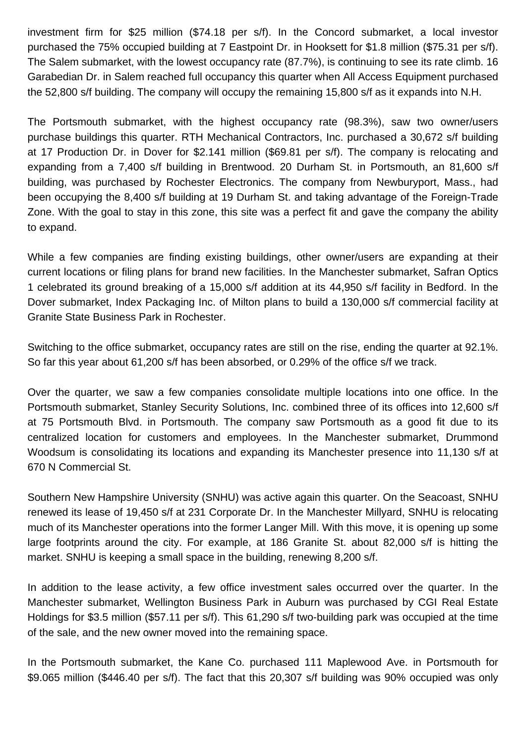investment firm for $25 million ($74.18 per s/f). In the Concord submarket, a local investor purchased the 75% occupied building at 7 Eastpoint Dr. in Hooksett for $1.8 million ($75.31 per s/f). The Salem submarket, with the lowest occupancy rate (87.7%), is continuing to see its rate climb. 16 Garabedian Dr. in Salem reached full occupancy this quarter when All Access Equipment purchased the 52,800 s/f building. The company will occupy the remaining 15,800 s/f as it expands into N.H.

The Portsmouth submarket, with the highest occupancy rate (98.3%), saw two owner/users purchase buildings this quarter. RTH Mechanical Contractors, Inc. purchased a 30,672 s/f building at 17 Production Dr. in Dover for $2.141 million ($69.81 per s/f). The company is relocating and expanding from a 7,400 s/f building in Brentwood. 20 Durham St. in Portsmouth, an 81,600 s/f building, was purchased by Rochester Electronics. The company from Newburyport, Mass., had been occupying the 8,400 s/f building at 19 Durham St. and taking advantage of the Foreign-Trade Zone. With the goal to stay in this zone, this site was a perfect fit and gave the company the ability to expand.

While a few companies are finding existing buildings, other owner/users are expanding at their current locations or filing plans for brand new facilities. In the Manchester submarket, Safran Optics 1 celebrated its ground breaking of a 15,000 s/f addition at its 44,950 s/f facility in Bedford. In the Dover submarket, Index Packaging Inc. of Milton plans to build a 130,000 s/f commercial facility at Granite State Business Park in Rochester.

Switching to the office submarket, occupancy rates are still on the rise, ending the quarter at 92.1%. So far this year about 61,200 s/f has been absorbed, or 0.29% of the office s/f we track.

Over the quarter, we saw a few companies consolidate multiple locations into one office. In the Portsmouth submarket, Stanley Security Solutions, Inc. combined three of its offices into 12,600 s/f at 75 Portsmouth Blvd. in Portsmouth. The company saw Portsmouth as a good fit due to its centralized location for customers and employees. In the Manchester submarket, Drummond Woodsum is consolidating its locations and expanding its Manchester presence into 11,130 s/f at 670 N Commercial St.

Southern New Hampshire University (SNHU) was active again this quarter. On the Seacoast, SNHU renewed its lease of 19,450 s/f at 231 Corporate Dr. In the Manchester Millyard, SNHU is relocating much of its Manchester operations into the former Langer Mill. With this move, it is opening up some large footprints around the city. For example, at 186 Granite St. about 82,000 s/f is hitting the market. SNHU is keeping a small space in the building, renewing 8,200 s/f.

In addition to the lease activity, a few office investment sales occurred over the quarter. In the Manchester submarket, Wellington Business Park in Auburn was purchased by CGI Real Estate Holdings for $3.5 million ($57.11 per s/f). This 61,290 s/f two-building park was occupied at the time of the sale, and the new owner moved into the remaining space.

In the Portsmouth submarket, the Kane Co. purchased 111 Maplewood Ave. in Portsmouth for $9.065 million ($446.40 per s/f). The fact that this 20,307 s/f building was 90% occupied was only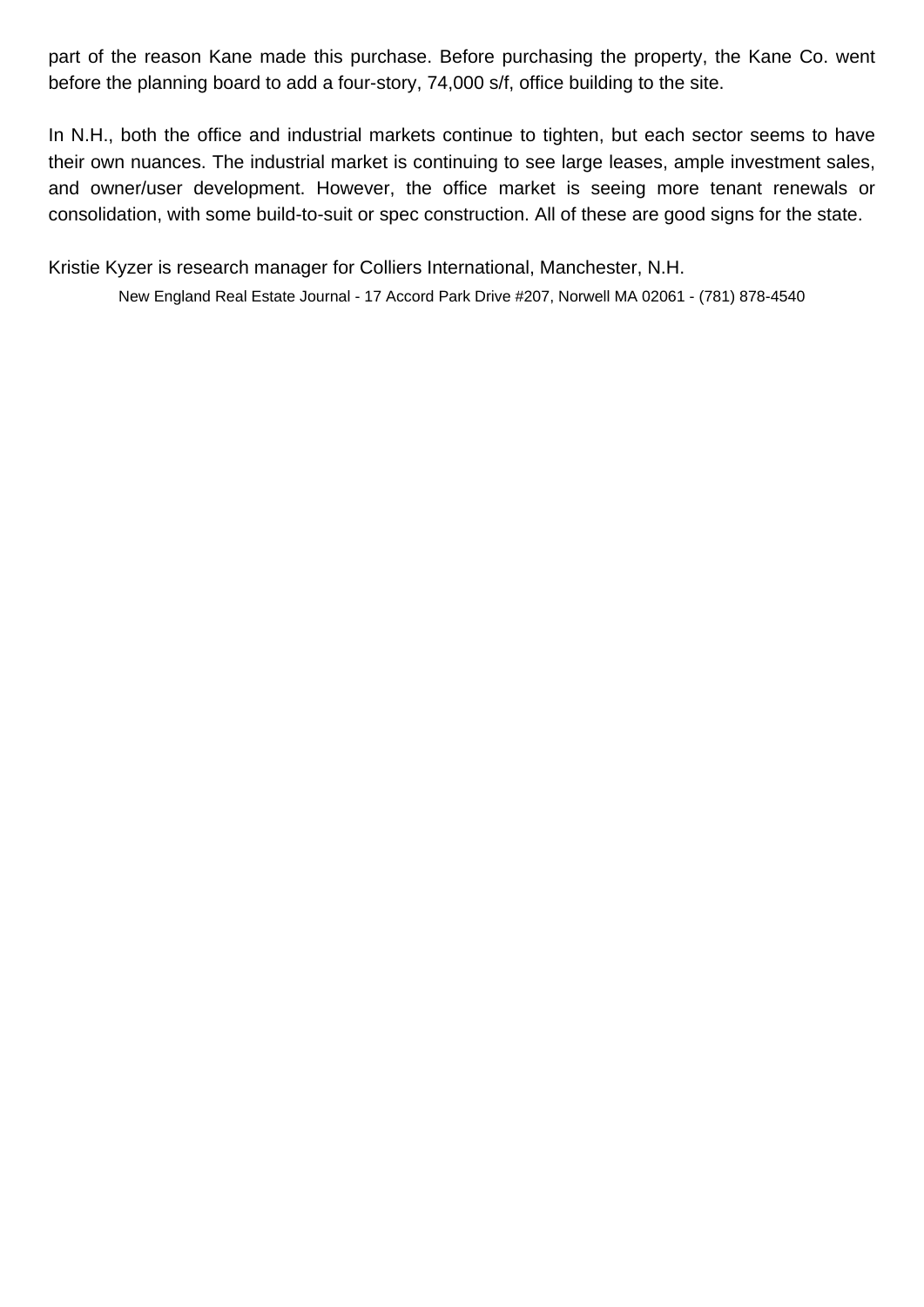part of the reason Kane made this purchase. Before purchasing the property, the Kane Co. went before the planning board to add a four-story, 74,000 s/f, office building to the site.

In N.H., both the office and industrial markets continue to tighten, but each sector seems to have their own nuances. The industrial market is continuing to see large leases, ample investment sales, and owner/user development. However, the office market is seeing more tenant renewals or consolidation, with some build-to-suit or spec construction. All of these are good signs for the state.

Kristie Kyzer is research manager for Colliers International, Manchester, N.H.